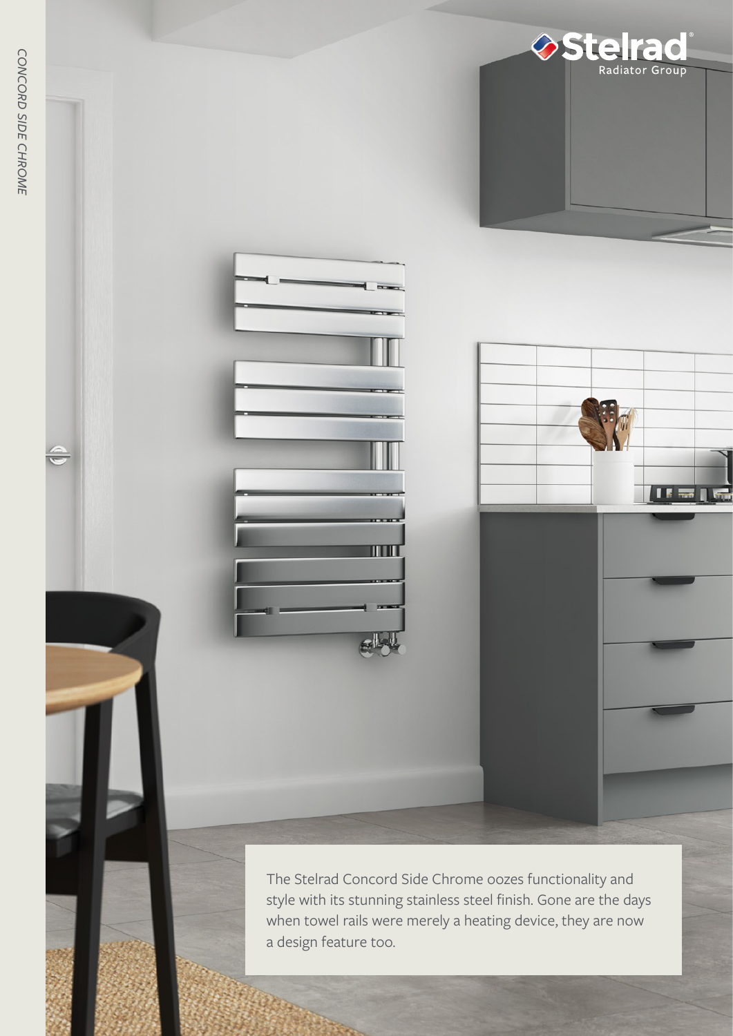CONCORD SIDE CHROME

The Stelrad Concord Side Chrome oozes functionality and style with its stunning stainless steel finish. Gone are the days when towel rails were merely a heating device, they are now a design feature too.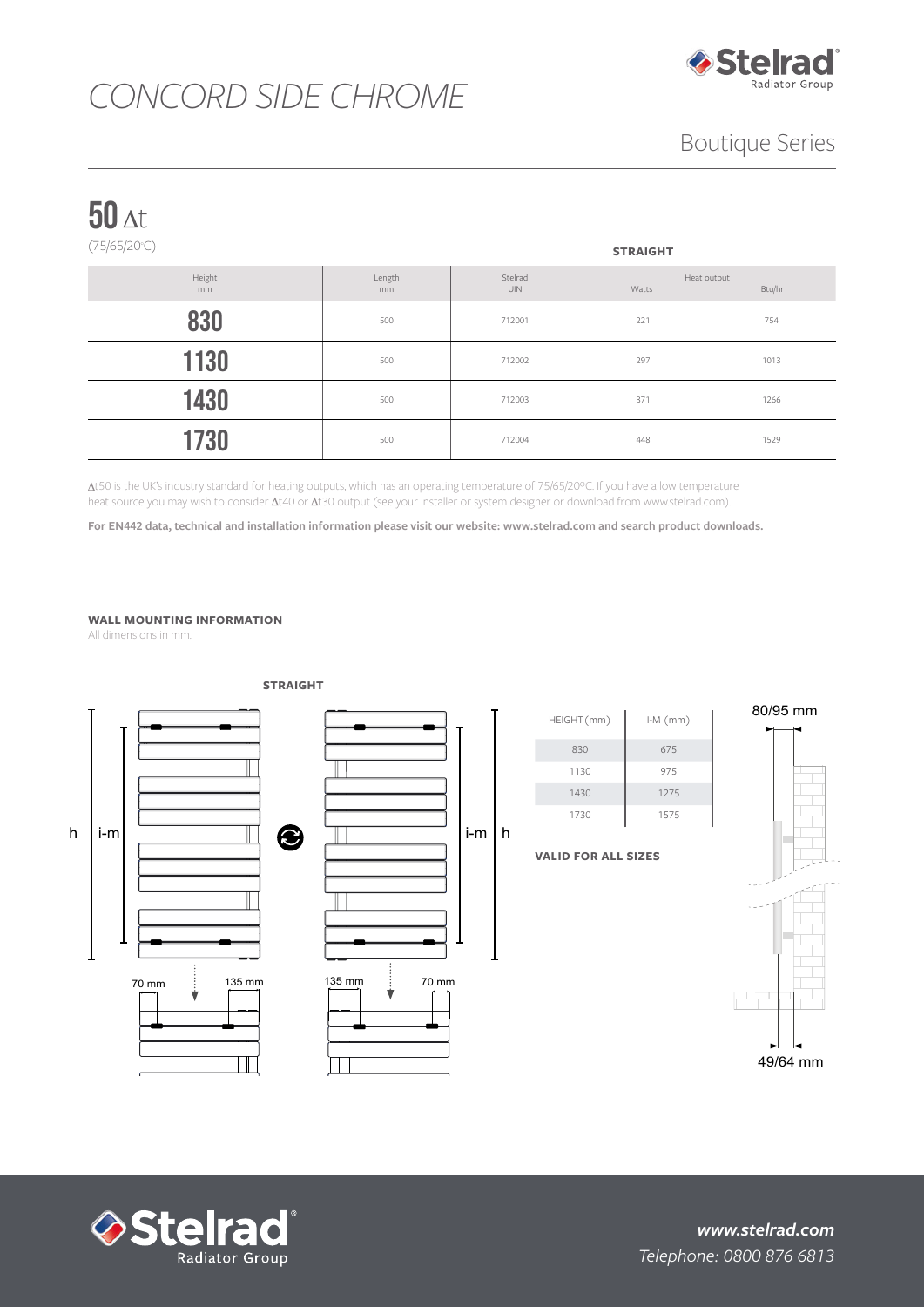# CONCORD SIDE CHROME

Boutique Series

## 50 Δt

(75/65/20°C)

**STRAIGHT**

| Height mm | Length mm | Stelrad UIN | Heat output Watts | Btu/hr |
|---|---|---|---|---|
| **830** | 500 | 712001 | 221 | 754 |
| **1130** | 500 | 712002 | 297 | 1013 |
| **1430** | 500 | 712003 | 371 | 1266 |
| **1730** | 500 | 712004 | 448 | 1529 |

Δt50 is the UK's industry standard for heating outputs, which has an operating temperature of 75/65/20ºC. If you have a low temperature heat source you may wish to consider Δt40 or Δt30 output (see your installer or system designer or download from www.stelrad.com).

**For EN442 data, technical and installation information please visit our website: www.stelrad.com and search product downloads.**

**WALL MOUNTING INFORMATION**

All dimensions in mm.

**STRAIGHT**

h
i-m
70 mm
135 mm
135 mm
70 mm

| HEIGHT (mm) | I-M (mm) |
|---|---|
| 830 | 675 |
| 1130 | 975 |
| 1430 | 1275 |
| 1730 | 1575 |

**VALID FOR ALL SIZES**

80/95 mm
49/64 mm

***www.stelrad.com***
*Telephone: 0800 876 6813*